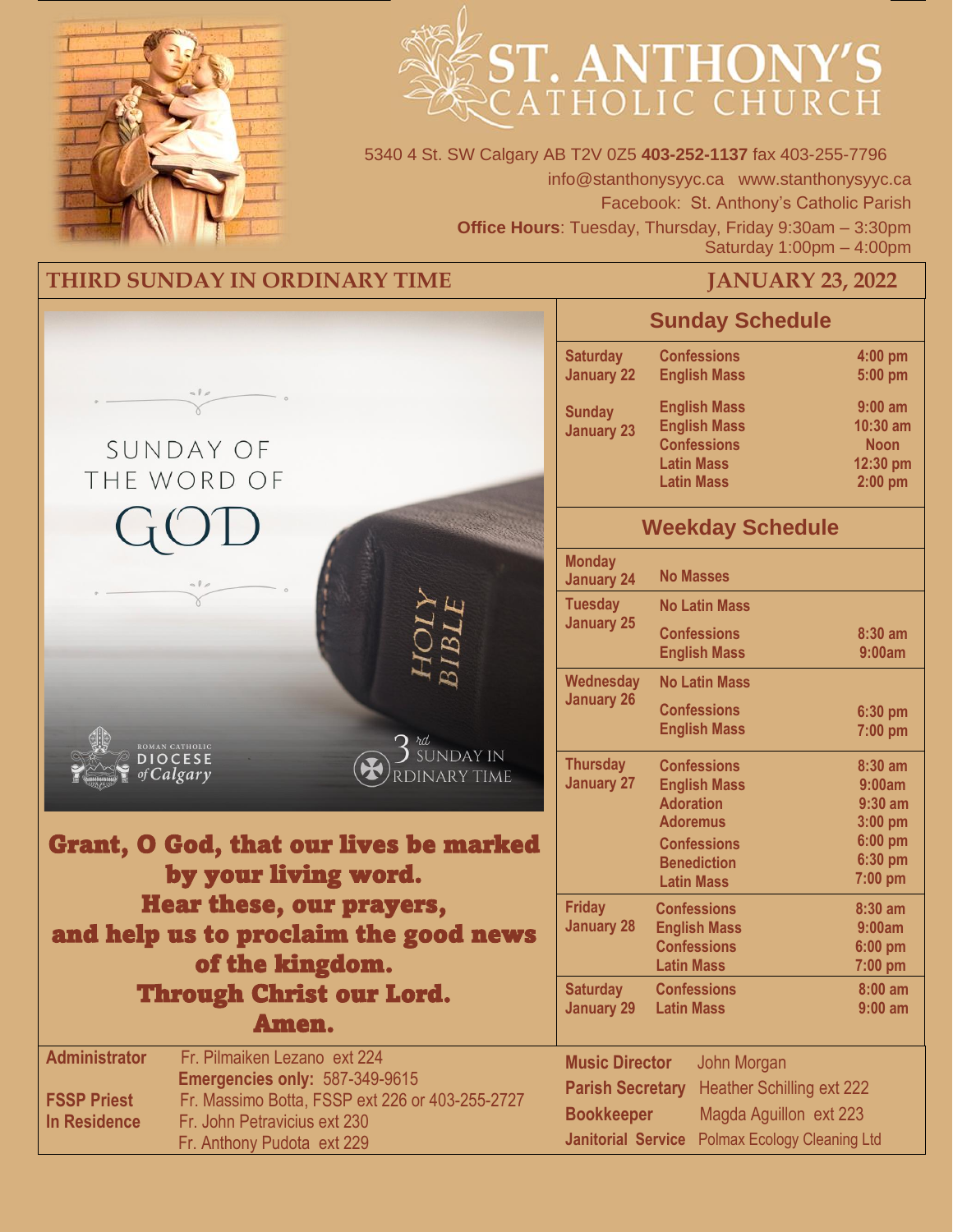# ST. ANTHONY'S CATHOLIC CHURCH

5340 4 St. SW Calgary AB T2V 0Z5 **403-252-1137** fax 403-255-7796
info@stanthonysyyc.ca www.stanthonysyyc.ca
Facebook: St. Anthony's Catholic Parish
**Office Hours**: Tuesday, Thursday, Friday 9:30am – 3:30pm
Saturday 1:00pm – 4:00pm

## THIRD SUNDAY IN ORDINARY TIME — JANUARY 23, 2022

SUNDAY OF THE WORD OF GOD

HOLY BIBLE

ROMAN CATHOLIC DIOCESE of Calgary

3rd SUNDAY IN ORDINARY TIME

**Grant, O God, that our lives be marked by your living word.**
**Hear these, our prayers,**
**and help us to proclaim the good news of the kingdom.**
**Through Christ our Lord.**
**Amen.**

### Sunday Schedule

| Day | Event | Time |
|---|---|---|
| Saturday January 22 | Confessions | 4:00 pm |
| | English Mass | 5:00 pm |
| Sunday January 23 | English Mass | 9:00 am |
| | English Mass | 10:30 am |
| | Confessions | Noon |
| | Latin Mass | 12:30 pm |
| | Latin Mass | 2:00 pm |

### Weekday Schedule

| Day | Event | Time |
|---|---|---|
| Monday January 24 | No Masses | |
| Tuesday January 25 | No Latin Mass | |
| | Confessions | 8:30 am |
| | English Mass | 9:00am |
| Wednesday January 26 | No Latin Mass | |
| | Confessions | 6:30 pm |
| | English Mass | 7:00 pm |
| Thursday January 27 | Confessions | 8:30 am |
| | English Mass | 9:00am |
| | Adoration | 9:30 am |
| | Adoremus | 3:00 pm |
| | Confessions | 6:00 pm |
| | Benediction | 6:30 pm |
| | Latin Mass | 7:00 pm |
| Friday January 28 | Confessions | 8:30 am |
| | English Mass | 9:00am |
| | Confessions | 6:00 pm |
| | Latin Mass | 7:00 pm |
| Saturday January 29 | Confessions | 8:00 am |
| | Latin Mass | 9:00 am |

**Administrator** Fr. Pilmaiken Lezano ext 224
**Emergencies only:** 587-349-9615
**FSSP Priest** Fr. Massimo Botta, FSSP ext 226 or 403-255-2727
**In Residence** Fr. John Petravicius ext 230
Fr. Anthony Pudota ext 229

**Music Director** John Morgan
**Parish Secretary** Heather Schilling ext 222
**Bookkeeper** Magda Aguillon ext 223
**Janitorial Service** Polmax Ecology Cleaning Ltd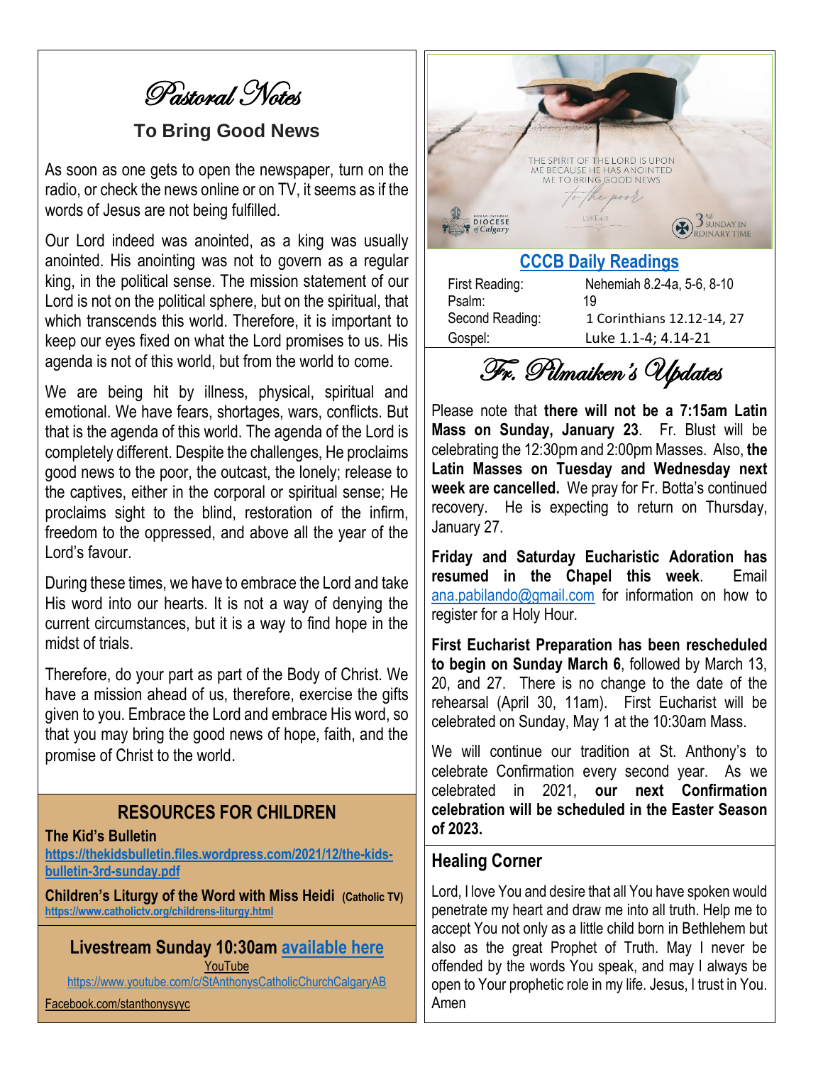# Pastoral Notes

## To Bring Good News

As soon as one gets to open the newspaper, turn on the radio, or check the news online or on TV, it seems as if the words of Jesus are not being fulfilled.

Our Lord indeed was anointed, as a king was usually anointed. His anointing was not to govern as a regular king, in the political sense. The mission statement of our Lord is not on the political sphere, but on the spiritual, that which transcends this world. Therefore, it is important to keep our eyes fixed on what the Lord promises to us. His agenda is not of this world, but from the world to come.

We are being hit by illness, physical, spiritual and emotional. We have fears, shortages, wars, conflicts. But that is the agenda of this world. The agenda of the Lord is completely different. Despite the challenges, He proclaims good news to the poor, the outcast, the lonely; release to the captives, either in the corporal or spiritual sense; He proclaims sight to the blind, restoration of the infirm, freedom to the oppressed, and above all the year of the Lord's favour.

During these times, we have to embrace the Lord and take His word into our hearts. It is not a way of denying the current circumstances, but it is a way to find hope in the midst of trials.

Therefore, do your part as part of the Body of Christ. We have a mission ahead of us, therefore, exercise the gifts given to you. Embrace the Lord and embrace His word, so that you may bring the good news of hope, faith, and the promise of Christ to the world.

## RESOURCES FOR CHILDREN

**The Kid's Bulletin**
**https://thekidsbulletin.files.wordpress.com/2021/12/the-kids-bulletin-3rd-sunday.pdf**

**Children's Liturgy of the Word with Miss Heidi (Catholic TV)**
**https://www.catholictv.org/childrens-liturgy.html**

## Livestream Sunday 10:30am available here

YouTube
https://www.youtube.com/c/StAnthonysCatholicChurchCalgaryAB
Facebook.com/stanthonysyyc

THE SPIRIT OF THE LORD IS UPON ME BECAUSE HE HAS ANOINTED ME TO BRING GOOD NEWS *to the poor*
LUKE 4:18
Roman Catholic Diocese of Calgary — 3rd Sunday in Ordinary Time

## CCCB Daily Readings

| | |
|---|---|
| First Reading: | Nehemiah 8.2-4a, 5-6, 8-10 |
| Psalm: | 19 |
| Second Reading: | 1 Corinthians 12.12-14, 27 |
| Gospel: | Luke 1.1-4; 4.14-21 |

# Fr. Pilmaiken's Updates

Please note that **there will not be a 7:15am Latin Mass on Sunday, January 23**. Fr. Blust will be celebrating the 12:30pm and 2:00pm Masses. Also, **the Latin Masses on Tuesday and Wednesday next week are cancelled.** We pray for Fr. Botta's continued recovery. He is expecting to return on Thursday, January 27.

**Friday and Saturday Eucharistic Adoration has resumed in the Chapel this week**. Email ana.pabilando@gmail.com for information on how to register for a Holy Hour.

**First Eucharist Preparation has been rescheduled to begin on Sunday March 6**, followed by March 13, 20, and 27. There is no change to the date of the rehearsal (April 30, 11am). First Eucharist will be celebrated on Sunday, May 1 at the 10:30am Mass.

We will continue our tradition at St. Anthony's to celebrate Confirmation every second year. As we celebrated in 2021, **our next Confirmation celebration will be scheduled in the Easter Season of 2023.**

## Healing Corner

Lord, I love You and desire that all You have spoken would penetrate my heart and draw me into all truth. Help me to accept You not only as a little child born in Bethlehem but also as the great Prophet of Truth. May I never be offended by the words You speak, and may I always be open to Your prophetic role in my life. Jesus, I trust in You. Amen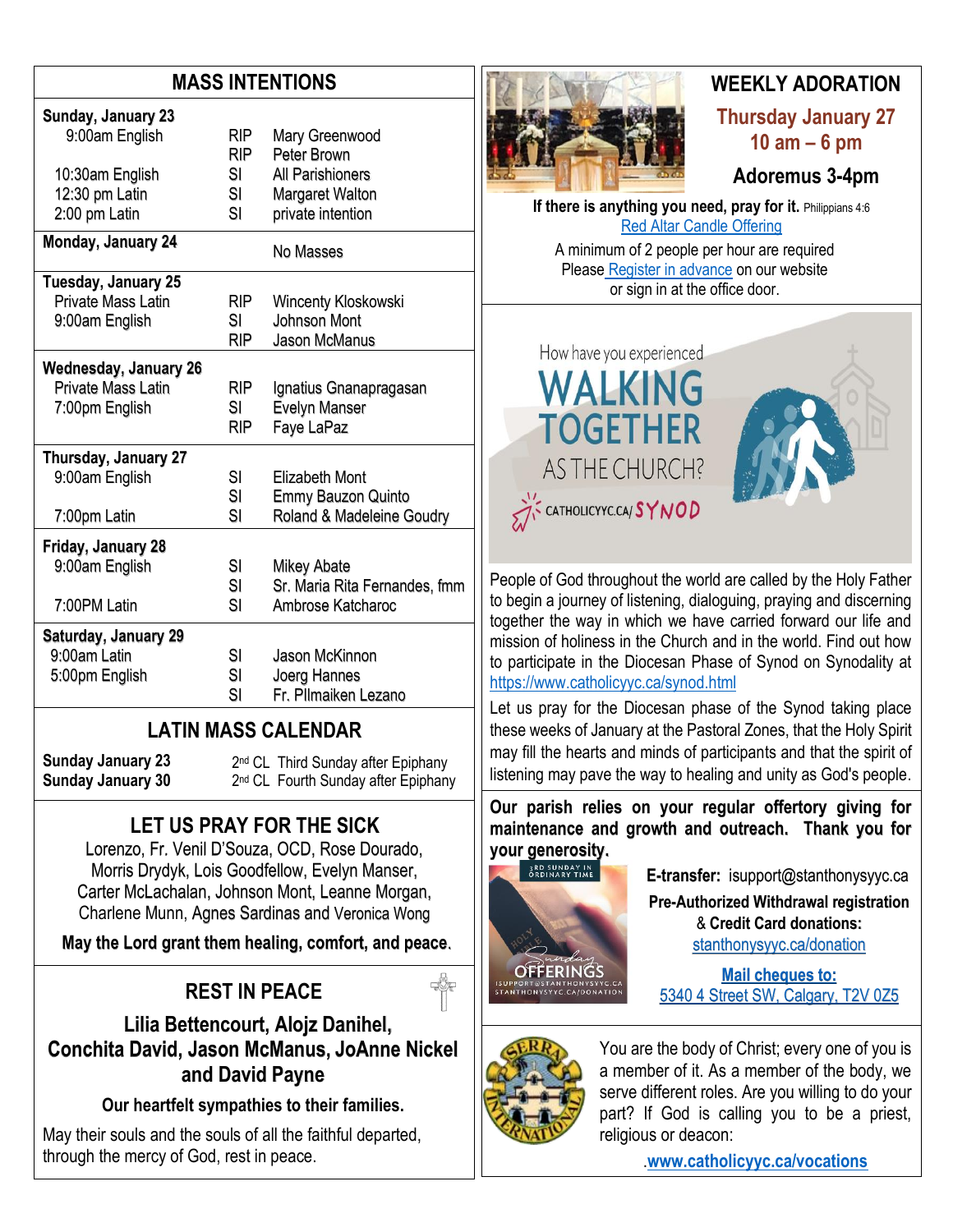## MASS INTENTIONS

| | | |
|---|---|---|
| **Sunday, January 23** | | |
| 9:00am English | RIP | Mary Greenwood |
| | RIP | Peter Brown |
| 10:30am English | SI | All Parishioners |
| 12:30 pm Latin | SI | Margaret Walton |
| 2:00 pm Latin | SI | private intention |
| **Monday, January 24** | | No Masses |
| **Tuesday, January 25** | | |
| Private Mass Latin | RIP | Wincenty Kloskowski |
| 9:00am English | SI | Johnson Mont |
| | RIP | Jason McManus |
| **Wednesday, January 26** | | |
| Private Mass Latin | RIP | Ignatius Gnanapragasan |
| 7:00pm English | SI | Evelyn Manser |
| | RIP | Faye LaPaz |
| **Thursday, January 27** | | |
| 9:00am English | SI | Elizabeth Mont |
| | SI | Emmy Bauzon Quinto |
| 7:00pm Latin | SI | Roland & Madeleine Goudry |
| **Friday, January 28** | | |
| 9:00am English | SI | Mikey Abate |
| | SI | Sr. Maria Rita Fernandes, fmm |
| 7:00PM Latin | SI | Ambrose Katcharoc |
| **Saturday, January 29** | | |
| 9:00am Latin | SI | Jason McKinnon |
| 5:00pm English | SI | Joerg Hannes |
| | SI | Fr. Pllmaiken Lezano |

## LATIN MASS CALENDAR

| | |
|---|---|
| **Sunday January 23** | 2nd CL Third Sunday after Epiphany |
| **Sunday January 30** | 2nd CL Fourth Sunday after Epiphany |

## LET US PRAY FOR THE SICK

Lorenzo, Fr. Venil D'Souza, OCD, Rose Dourado, Morris Drydyk, Lois Goodfellow, Evelyn Manser, Carter McLachalan, Johnson Mont, Leanne Morgan, Charlene Munn, Agnes Sardinas and Veronica Wong

**May the Lord grant them healing, comfort, and peace.**

## REST IN PEACE

**Lilia Bettencourt, Alojz Danihel, Conchita David, Jason McManus, JoAnne Nickel and David Payne**

**Our heartfelt sympathies to their families.**

May their souls and the souls of all the faithful departed, through the mercy of God, rest in peace.

## WEEKLY ADORATION

**Thursday January 27**
**10 am – 6 pm**

**Adoremus 3-4pm**

**If there is anything you need, pray for it.** Philippians 4:6

Red Altar Candle Offering

A minimum of 2 people per hour are required
Please Register in advance on our website or sign in at the office door.

How have you experienced WALKING TOGETHER AS THE CHURCH?
CATHOLICYYC.CA/SYNOD

People of God throughout the world are called by the Holy Father to begin a journey of listening, dialoguing, praying and discerning together the way in which we have carried forward our life and mission of holiness in the Church and in the world. Find out how to participate in the Diocesan Phase of Synod on Synodality at https://www.catholicyyc.ca/synod.html

Let us pray for the Diocesan phase of the Synod taking place these weeks of January at the Pastoral Zones, that the Holy Spirit may fill the hearts and minds of participants and that the spirit of listening may pave the way to healing and unity as God's people.

**Our parish relies on your regular offertory giving for maintenance and growth and outreach. Thank you for your generosity.**

3RD SUNDAY IN ORDINARY TIME
Sunday OFFERINGS
ISUPPORT@STANTHONYSYYC.CA
STANTHONYSYYC.CA/DONATION

**E-transfer:** isupport@stanthonysyyc.ca

**Pre-Authorized Withdrawal registration & Credit Card donations:**
stanthonysyyc.ca/donation

**Mail cheques to:**
5340 4 Street SW, Calgary, T2V 0Z5

You are the body of Christ; every one of you is a member of it. As a member of the body, we serve different roles. Are you willing to do your part? If God is calling you to be a priest, religious or deacon:

**www.catholicyyc.ca/vocations**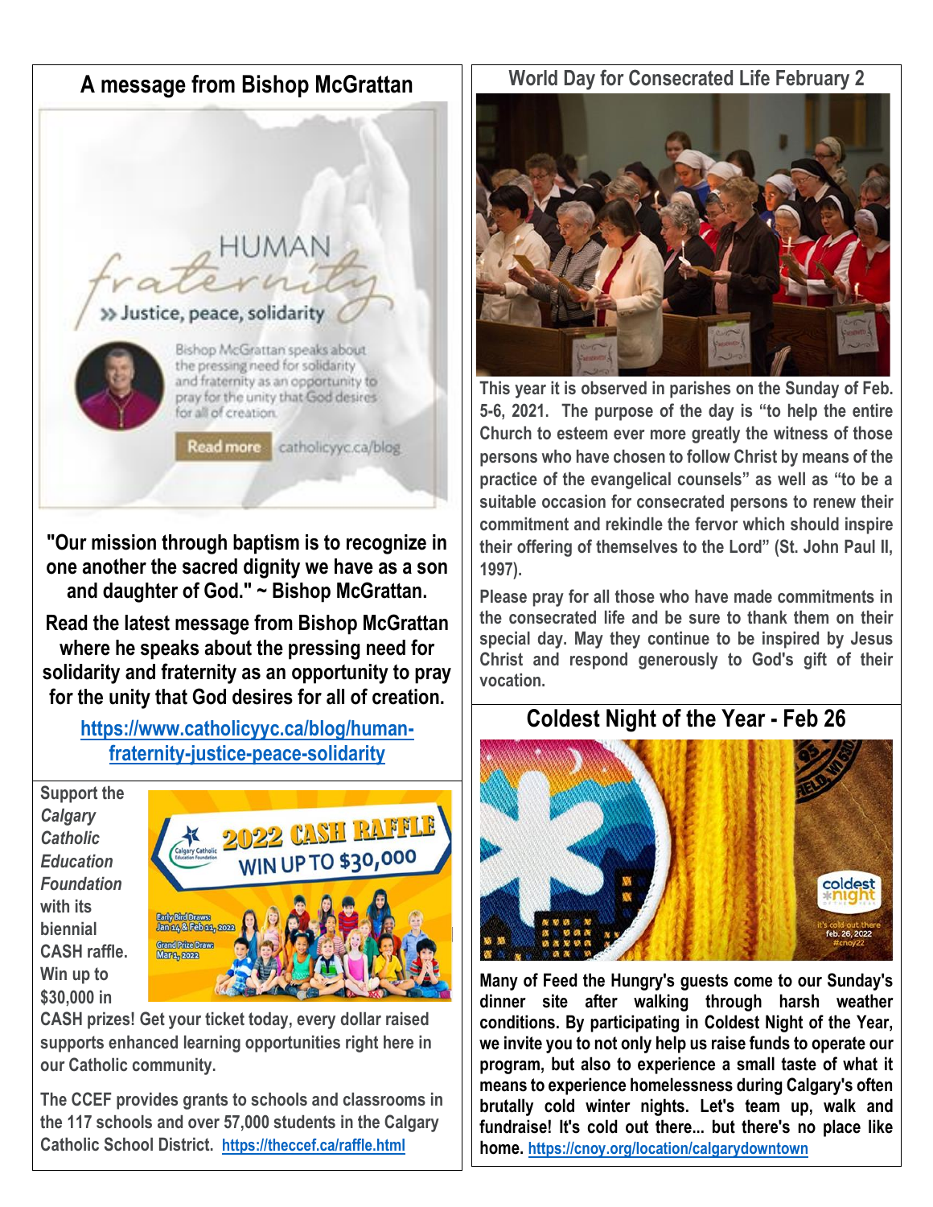## A message from Bishop McGrattan

**"Our mission through baptism is to recognize in one another the sacred dignity we have as a son and daughter of God." ~ Bishop McGrattan.**

**Read the latest message from Bishop McGrattan where he speaks about the pressing need for solidarity and fraternity as an opportunity to pray for the unity that God desires for all of creation.**

[https://www.catholicyyc.ca/blog/human-fraternity-justice-peace-solidarity](https://www.catholicyyc.ca/blog/human-fraternity-justice-peace-solidarity)

**Support the *Calgary Catholic Education Foundation* with its biennial CASH raffle. Win up to $30,000 in CASH prizes! Get your ticket today, every dollar raised supports enhanced learning opportunities right here in our Catholic community.**

**The CCEF provides grants to schools and classrooms in the 117 schools and over 57,000 students in the Calgary Catholic School District.** [https://theccef.ca/raffle.html](https://theccef.ca/raffle.html)

## World Day for Consecrated Life February 2

**This year it is observed in parishes on the Sunday of Feb. 5-6, 2021. The purpose of the day is "to help the entire Church to esteem ever more greatly the witness of those persons who have chosen to follow Christ by means of the practice of the evangelical counsels" as well as "to be a suitable occasion for consecrated persons to renew their commitment and rekindle the fervor which should inspire their offering of themselves to the Lord" (St. John Paul II, 1997).**

**Please pray for all those who have made commitments in the consecrated life and be sure to thank them on their special day. May they continue to be inspired by Jesus Christ and respond generously to God's gift of their vocation.**

## Coldest Night of the Year - Feb 26

**Many of Feed the Hungry's guests come to our Sunday's dinner site after walking through harsh weather conditions. By participating in Coldest Night of the Year, we invite you to not only help us raise funds to operate our program, but also to experience a small taste of what it means to experience homelessness during Calgary's often brutally cold winter nights. Let's team up, walk and fundraise! It's cold out there... but there's no place like home.** [https://cnoy.org/location/calgarydowntown](https://cnoy.org/location/calgarydowntown)